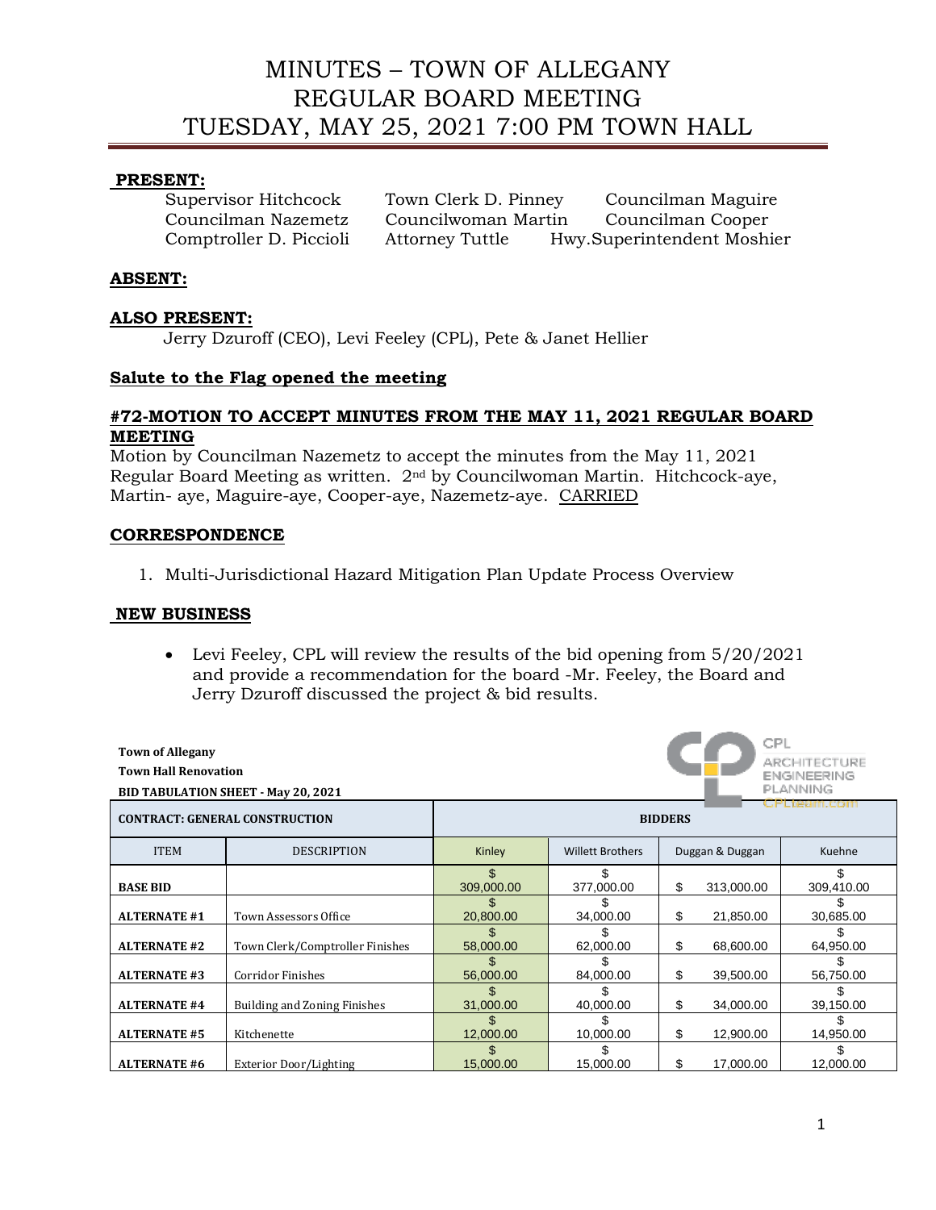# MINUTES – TOWN OF ALLEGANY
# REGULAR BOARD MEETING
# TUESDAY, MAY 25, 2021 7:00 PM TOWN HALL

**PRESENT:**

Supervisor Hitchcock    Town Clerk D. Pinney    Councilman Maguire
Councilman Nazemetz    Councilwoman Martin    Councilman Cooper
Comptroller D. Piccioli    Attorney Tuttle    Hwy.Superintendent Moshier

**ABSENT:**

**ALSO PRESENT:**

Jerry Dzuroff (CEO), Levi Feeley (CPL), Pete & Janet Hellier

**Salute to the Flag opened the meeting**

**#72-MOTION TO ACCEPT MINUTES FROM THE MAY 11, 2021 REGULAR BOARD MEETING**

Motion by Councilman Nazemetz to accept the minutes from the May 11, 2021 Regular Board Meeting as written. 2nd by Councilwoman Martin. Hitchcock-aye, Martin- aye, Maguire-aye, Cooper-aye, Nazemetz-aye. CARRIED

**CORRESPONDENCE**

1. Multi-Jurisdictional Hazard Mitigation Plan Update Process Overview

**NEW BUSINESS**

- Levi Feeley, CPL will review the results of the bid opening from 5/20/2021 and provide a recommendation for the board -Mr. Feeley, the Board and Jerry Dzuroff discussed the project & bid results.

**Town of Allegany**
**Town Hall Renovation**
**BID TABULATION SHEET - May 20, 2021**

CPL ARCHITECTURE ENGINEERING PLANNING CPLteam.com

| CONTRACT: GENERAL CONSTRUCTION | | BIDDERS | | | |
|---|---|---|---|---|---|
| ITEM | DESCRIPTION | Kinley | Willett Brothers | Duggan & Duggan | Kuehne |
| **BASE BID** | | $ 309,000.00 | $ 377,000.00 | $ 313,000.00 | $ 309,410.00 |
| **ALTERNATE #1** | Town Assessors Office | $ 20,800.00 | $ 34,000.00 | $ 21,850.00 | $ 30,685.00 |
| **ALTERNATE #2** | Town Clerk/Comptroller Finishes | $ 58,000.00 | $ 62,000.00 | $ 68,600.00 | $ 64,950.00 |
| **ALTERNATE #3** | Corridor Finishes | $ 56,000.00 | $ 84,000.00 | $ 39,500.00 | $ 56,750.00 |
| **ALTERNATE #4** | Building and Zoning Finishes | $ 31,000.00 | $ 40,000.00 | $ 34,000.00 | $ 39,150.00 |
| **ALTERNATE #5** | Kitchenette | $ 12,000.00 | $ 10,000.00 | $ 12,900.00 | $ 14,950.00 |
| **ALTERNATE #6** | Exterior Door/Lighting | $ 15,000.00 | $ 15,000.00 | $ 17,000.00 | $ 12,000.00 |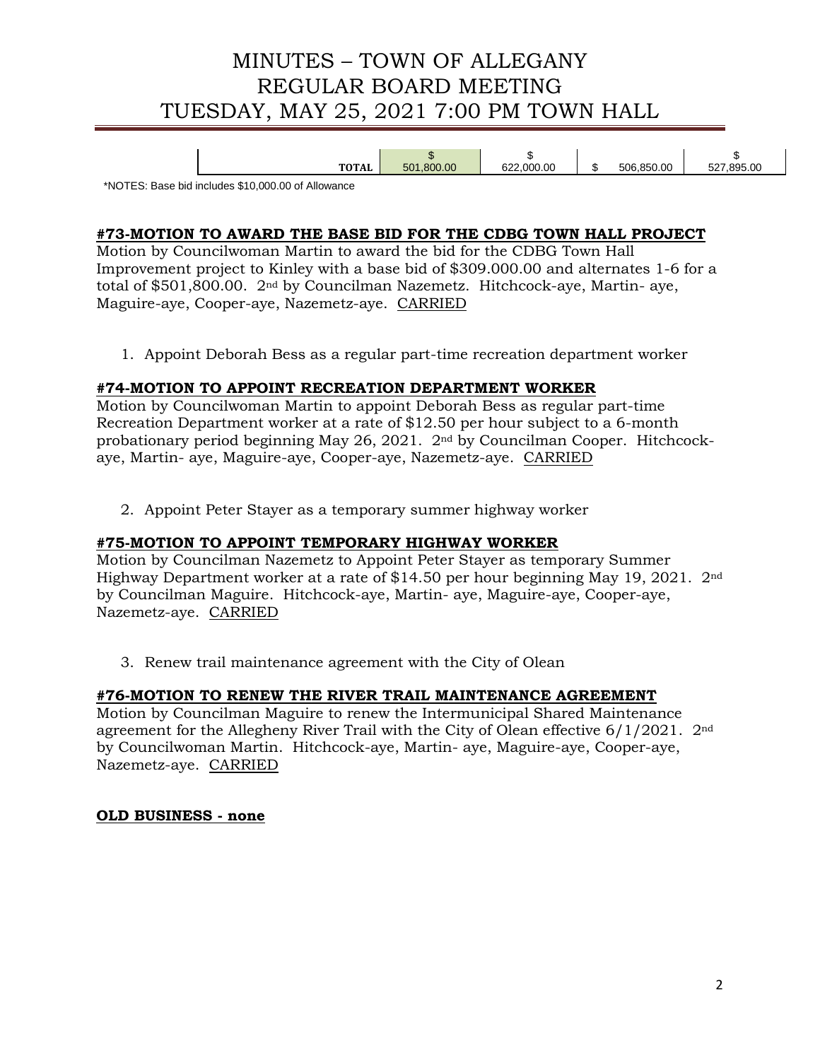| | | | | |
|---|---|---|---|---|
| TOTAL | $ 501,800.00 | $ 622,000.00 | $ 506,850.00 | $ 527,895.00 |

*NOTES: Base bid includes $10,000.00 of Allowance

**#73-MOTION TO AWARD THE BASE BID FOR THE CDBG TOWN HALL PROJECT**

Motion by Councilwoman Martin to award the bid for the CDBG Town Hall Improvement project to Kinley with a base bid of $309.000.00 and alternates 1-6 for a total of $501,800.00. 2nd by Councilman Nazemetz. Hitchcock-aye, Martin- aye, Maguire-aye, Cooper-aye, Nazemetz-aye. CARRIED

1. Appoint Deborah Bess as a regular part-time recreation department worker

**#74-MOTION TO APPOINT RECREATION DEPARTMENT WORKER**

Motion by Councilwoman Martin to appoint Deborah Bess as regular part-time Recreation Department worker at a rate of $12.50 per hour subject to a 6-month probationary period beginning May 26, 2021. 2nd by Councilman Cooper. Hitchcock-aye, Martin- aye, Maguire-aye, Cooper-aye, Nazemetz-aye. CARRIED

2. Appoint Peter Stayer as a temporary summer highway worker

**#75-MOTION TO APPOINT TEMPORARY HIGHWAY WORKER**

Motion by Councilman Nazemetz to Appoint Peter Stayer as temporary Summer Highway Department worker at a rate of $14.50 per hour beginning May 19, 2021. 2nd by Councilman Maguire. Hitchcock-aye, Martin- aye, Maguire-aye, Cooper-aye, Nazemetz-aye. CARRIED

3. Renew trail maintenance agreement with the City of Olean

**#76-MOTION TO RENEW THE RIVER TRAIL MAINTENANCE AGREEMENT**

Motion by Councilman Maguire to renew the Intermunicipal Shared Maintenance agreement for the Allegheny River Trail with the City of Olean effective 6/1/2021. 2nd by Councilwoman Martin. Hitchcock-aye, Martin- aye, Maguire-aye, Cooper-aye, Nazemetz-aye. CARRIED

**OLD BUSINESS - none**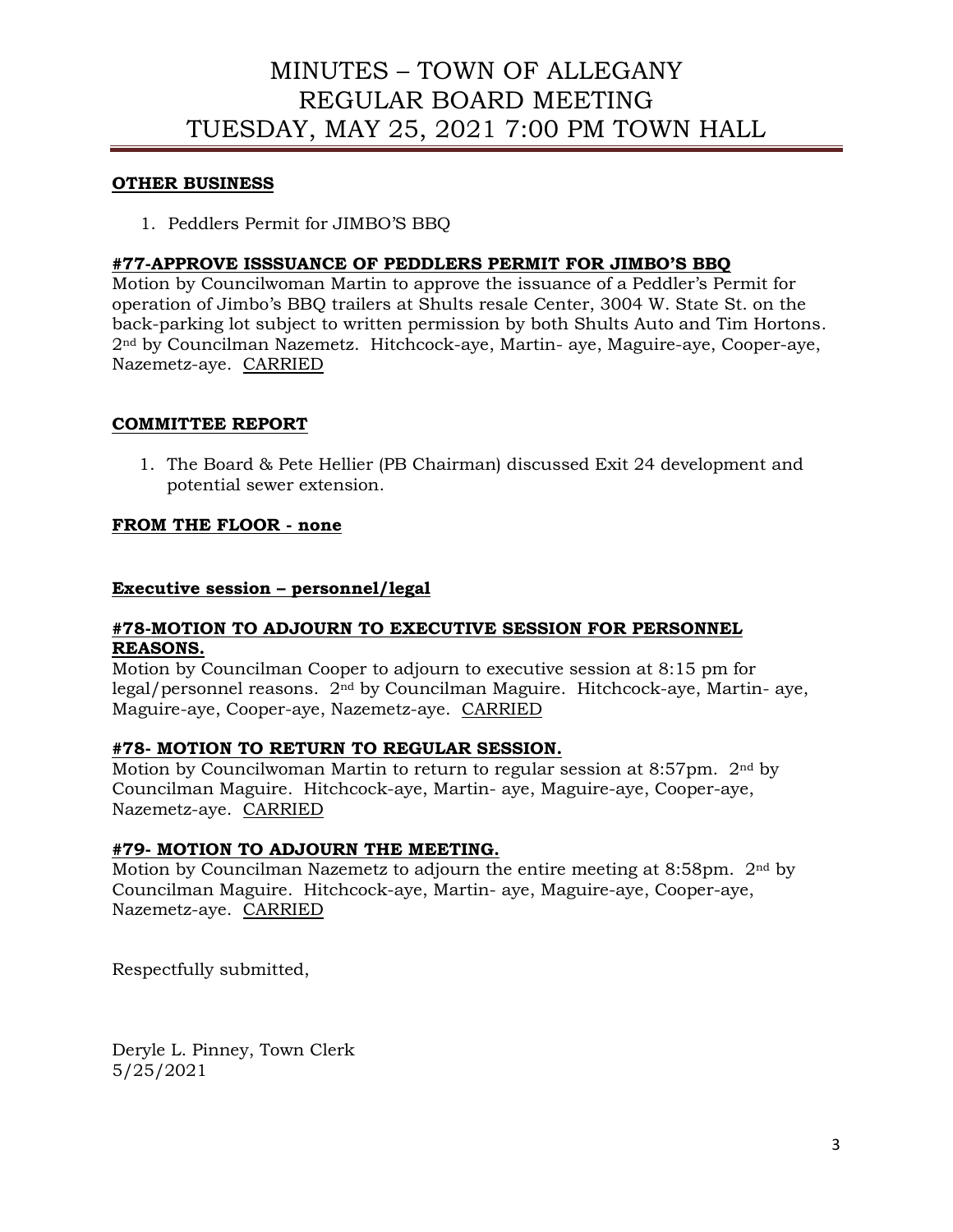# MINUTES – TOWN OF ALLEGANY
# REGULAR BOARD MEETING
# TUESDAY, MAY 25, 2021 7:00 PM TOWN HALL

## OTHER BUSINESS

1. Peddlers Permit for JIMBO'S BBQ

### #77-APPROVE ISSSUANCE OF PEDDLERS PERMIT FOR JIMBO'S BBQ

Motion by Councilwoman Martin to approve the issuance of a Peddler's Permit for operation of Jimbo's BBQ trailers at Shults resale Center, 3004 W. State St. on the back-parking lot subject to written permission by both Shults Auto and Tim Hortons. 2nd by Councilman Nazemetz. Hitchcock-aye, Martin- aye, Maguire-aye, Cooper-aye, Nazemetz-aye. CARRIED

## COMMITTEE REPORT

1. The Board & Pete Hellier (PB Chairman) discussed Exit 24 development and potential sewer extension.

## FROM THE FLOOR - none

## Executive session – personnel/legal

### #78-MOTION TO ADJOURN TO EXECUTIVE SESSION FOR PERSONNEL REASONS.

Motion by Councilman Cooper to adjourn to executive session at 8:15 pm for legal/personnel reasons. 2nd by Councilman Maguire. Hitchcock-aye, Martin- aye, Maguire-aye, Cooper-aye, Nazemetz-aye. CARRIED

### #78- MOTION TO RETURN TO REGULAR SESSION.

Motion by Councilwoman Martin to return to regular session at 8:57pm. 2nd by Councilman Maguire. Hitchcock-aye, Martin- aye, Maguire-aye, Cooper-aye, Nazemetz-aye. CARRIED

### #79- MOTION TO ADJOURN THE MEETING.

Motion by Councilman Nazemetz to adjourn the entire meeting at 8:58pm. 2nd by Councilman Maguire. Hitchcock-aye, Martin- aye, Maguire-aye, Cooper-aye, Nazemetz-aye. CARRIED

Respectfully submitted,

Deryle L. Pinney, Town Clerk
5/25/2021